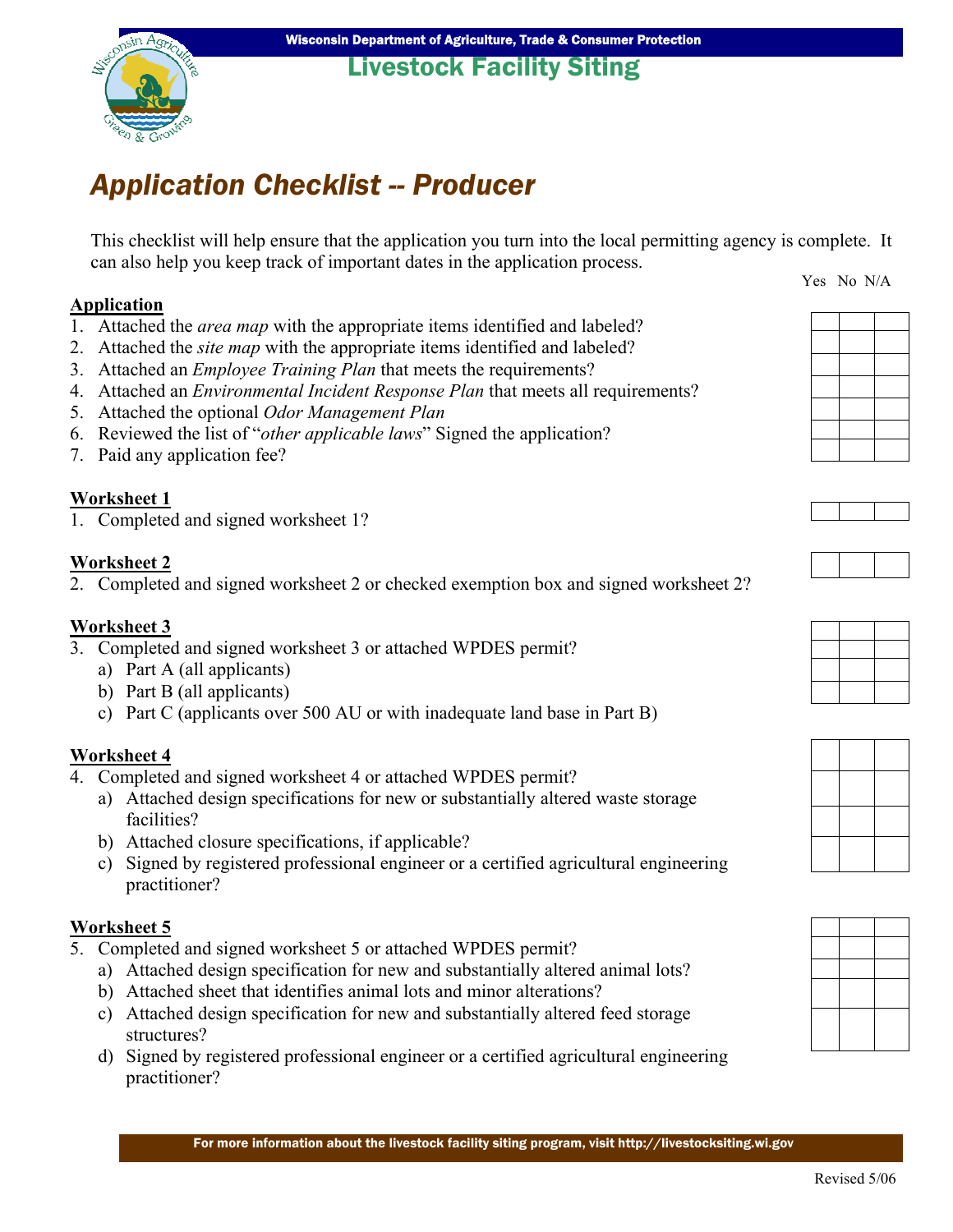Wisconsin Department of Agriculture, Trade & Consumer Protection

# Livestock Facility Siting

## *Application Checklist -- Producer*

This checklist will help ensure that the application you turn into the local permitting agency is complete. It can also help you keep track of important dates in the application process.

| | Yes | No | N/A |
|---|---|---|---|
| **Application** | | | |
| 1. Attached the *area map* with the appropriate items identified and labeled? | | | |
| 2. Attached the *site map* with the appropriate items identified and labeled? | | | |
| 3. Attached an *Employee Training Plan* that meets the requirements? | | | |
| 4. Attached an *Environmental Incident Response Plan* that meets all requirements? | | | |
| 5. Attached the optional *Odor Management Plan* | | | |
| 6. Reviewed the list of "*other applicable laws*" Signed the application? | | | |
| 7. Paid any application fee? | | | |
| **Worksheet 1** | | | |
| 1. Completed and signed worksheet 1? | | | |
| **Worksheet 2** | | | |
| 2. Completed and signed worksheet 2 or checked exemption box and signed worksheet 2? | | | |
| **Worksheet 3** | | | |
| 3. Completed and signed worksheet 3 or attached WPDES permit? | | | |
| a) Part A (all applicants) | | | |
| b) Part B (all applicants) | | | |
| c) Part C (applicants over 500 AU or with inadequate land base in Part B) | | | |
| **Worksheet 4** | | | |
| 4. Completed and signed worksheet 4 or attached WPDES permit? | | | |
| a) Attached design specifications for new or substantially altered waste storage facilities? | | | |
| b) Attached closure specifications, if applicable? | | | |
| c) Signed by registered professional engineer or a certified agricultural engineering practitioner? | | | |
| **Worksheet 5** | | | |
| 5. Completed and signed worksheet 5 or attached WPDES permit? | | | |
| a) Attached design specification for new and substantially altered animal lots? | | | |
| b) Attached sheet that identifies animal lots and minor alterations? | | | |
| c) Attached design specification for new and substantially altered feed storage structures? | | | |
| d) Signed by registered professional engineer or a certified agricultural engineering practitioner? | | | |

For more information about the livestock facility siting program, visit http://livestocksiting.wi.gov

Revised 5/06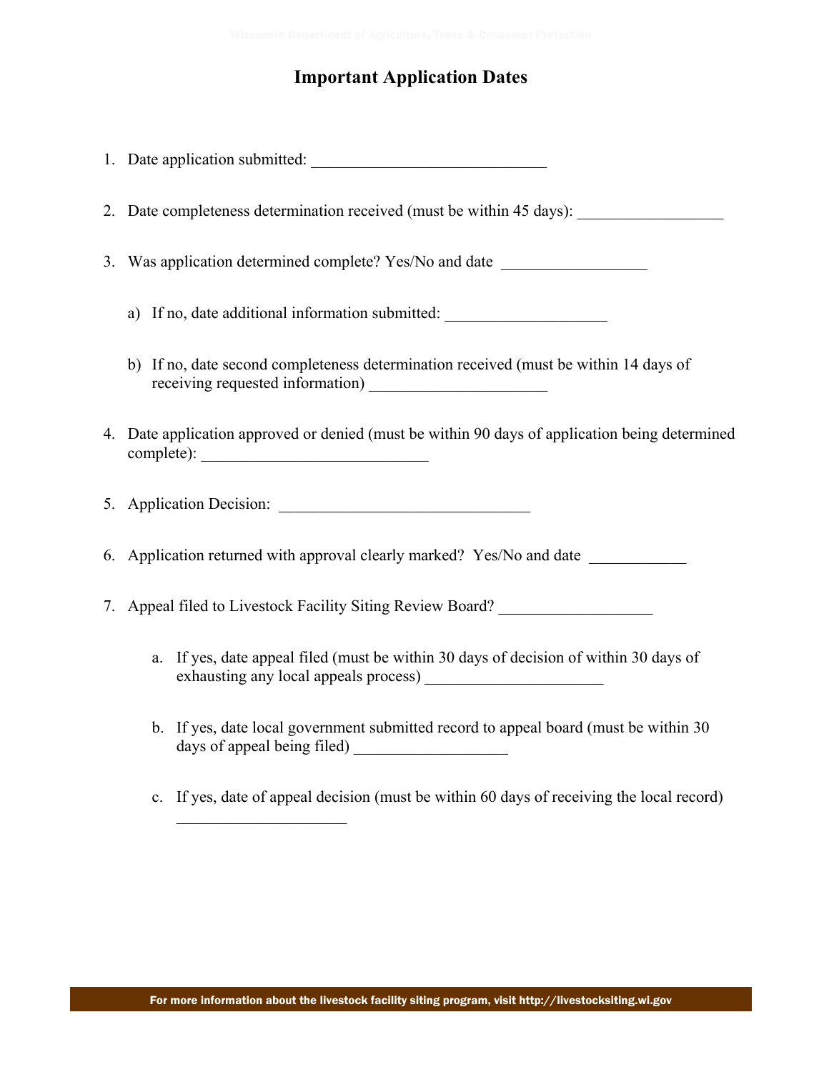# Important Application Dates

1. Date application submitted: ______________________________

2. Date completeness determination received (must be within 45 days): __________________

3. Was application determined complete? Yes/No and date __________________

   a) If no, date additional information submitted: ____________________

   b) If no, date second completeness determination received (must be within 14 days of receiving requested information) ______________________

4. Date application approved or denied (must be within 90 days of application being determined complete): ____________________________

5. Application Decision: ________________________________

6. Application returned with approval clearly marked? Yes/No and date ____________

7. Appeal filed to Livestock Facility Siting Review Board? ___________________

   a. If yes, date appeal filed (must be within 30 days of decision of within 30 days of exhausting any local appeals process) ______________________

   b. If yes, date local government submitted record to appeal board (must be within 30 days of appeal being filed) ___________________

   c. If yes, date of appeal decision (must be within 60 days of receiving the local record) _____________________

For more information about the livestock facility siting program, visit http://livestocksiting.wi.gov